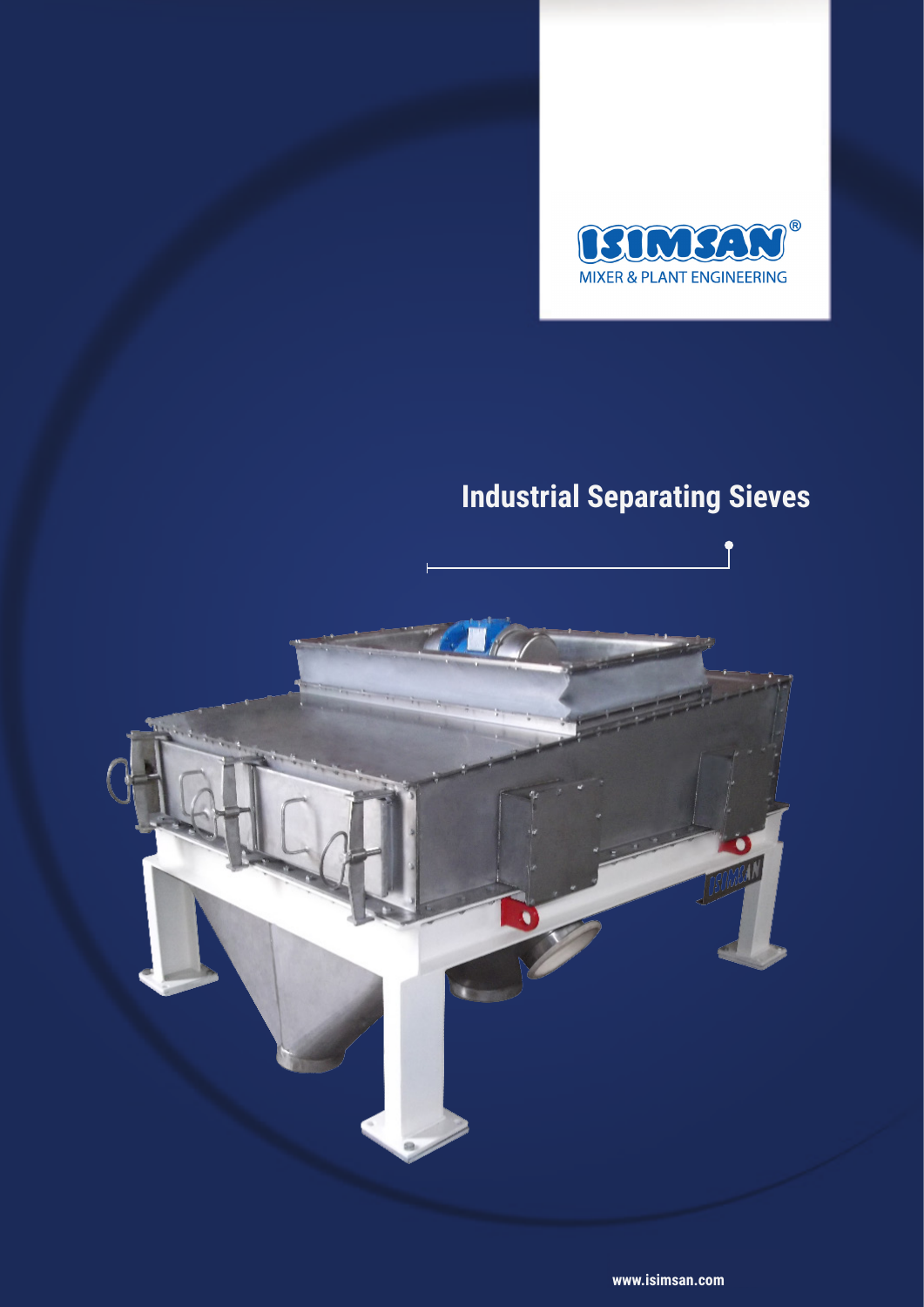ISIMSAN®

MIXER & PLANT ENGINEERING

# Industrial Separating Sieves

www.isimsan.com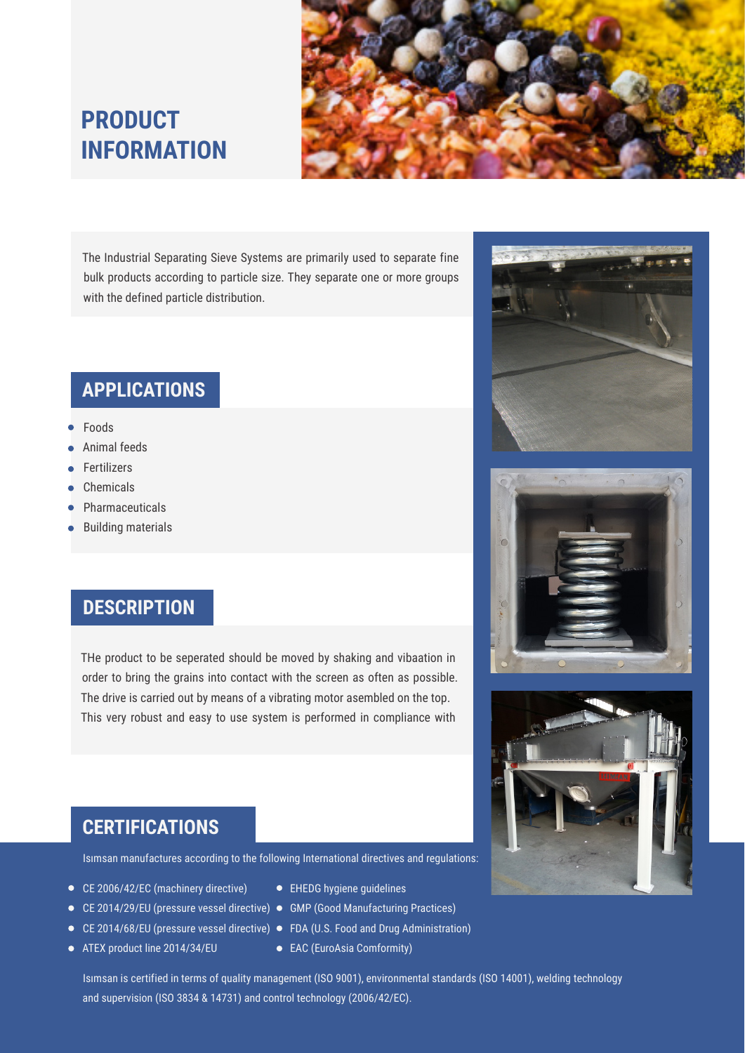# PRODUCT INFORMATION

The Industrial Separating Sieve Systems are primarily used to separate fine bulk products according to particle size. They separate one or more groups with the defined particle distribution.

## APPLICATIONS

- Foods
- Animal feeds
- Fertilizers
- Chemicals
- Pharmaceuticals
- Building materials

## DESCRIPTION

THe product to be seperated should be moved by shaking and vibaation in order to bring the grains into contact with the screen as often as possible. The drive is carried out by means of a vibrating motor asembled on the top. This very robust and easy to use system is performed in compliance with

## CERTIFICATIONS

Isımsan manufactures according to the following International directives and regulations:

- CE 2006/42/EC (machinery directive)
- CE 2014/29/EU (pressure vessel directive)
- CE 2014/68/EU (pressure vessel directive)
- ATEX product line 2014/34/EU
- EHEDG hygiene guidelines
- GMP (Good Manufacturing Practices)
- FDA (U.S. Food and Drug Administration)
- EAC (EuroAsia Comformity)

Isımsan is certified in terms of quality management (ISO 9001), environmental standards (ISO 14001), welding technology and supervision (ISO 3834 & 14731) and control technology (2006/42/EC).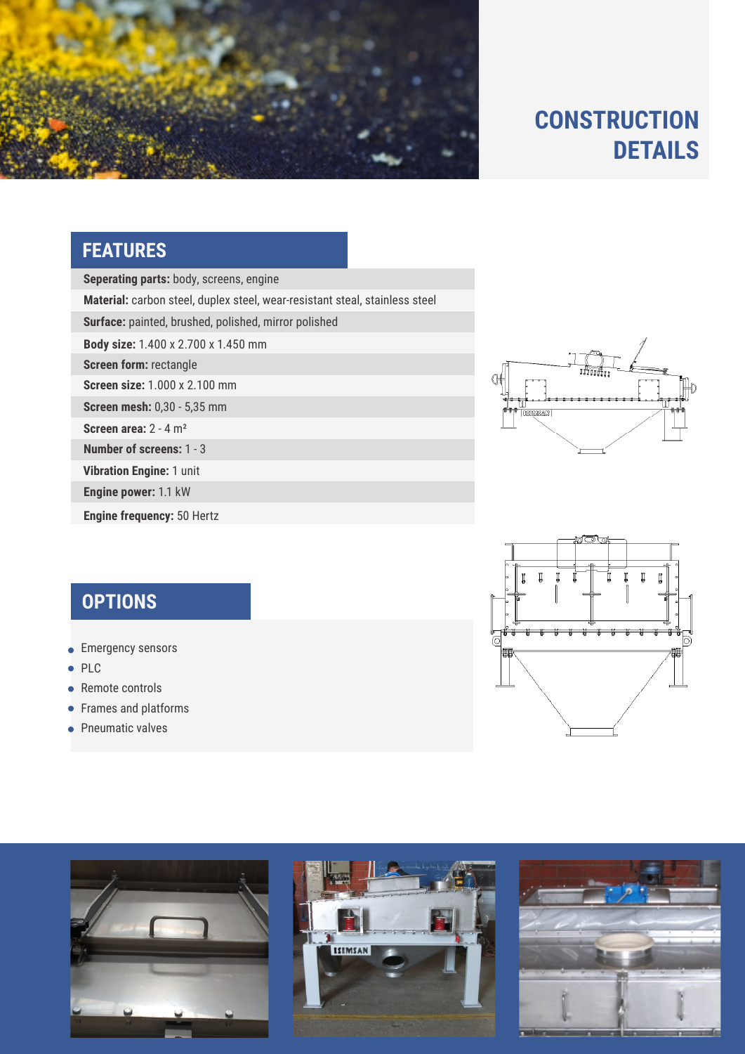# CONSTRUCTION DETAILS

## FEATURES

**Seperating parts:** body, screens, engine

**Material:** carbon steel, duplex steel, wear-resistant steal, stainless steel

**Surface:** painted, brushed, polished, mirror polished

**Body size:** 1.400 x 2.700 x 1.450 mm

**Screen form:** rectangle

**Screen size:** 1.000 x 2.100 mm

**Screen mesh:** 0,30 - 5,35 mm

**Screen area:** 2 - 4 m²

**Number of screens:** 1 - 3

**Vibration Engine:** 1 unit

**Engine power:** 1.1 kW

**Engine frequency:** 50 Hertz

## OPTIONS

- Emergency sensors
- PLC
- Remote controls
- Frames and platforms
- Pneumatic valves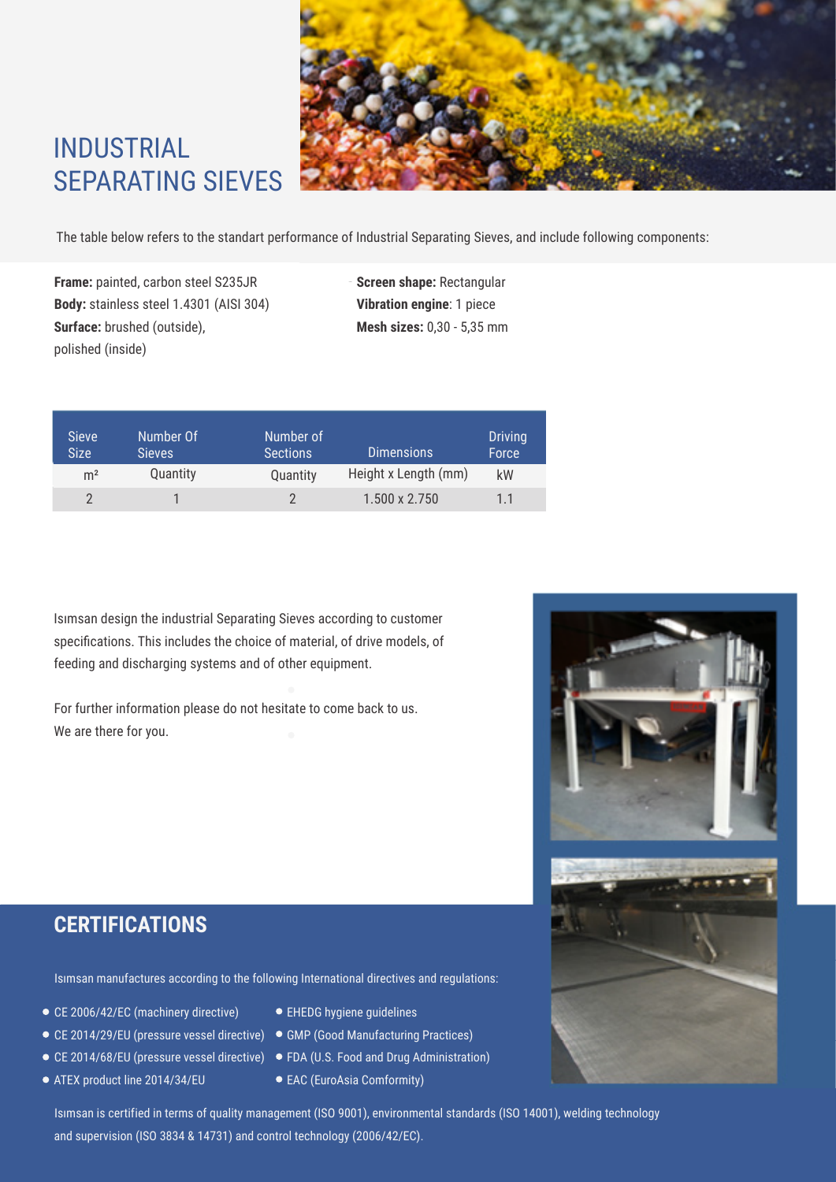# INDUSTRIAL SEPARATING SIEVES

The table below refers to the standart performance of Industrial Separating Sieves, and include following components:

**Frame:** painted, carbon steel S235JR
**Body:** stainless steel 1.4301 (AISI 304)
**Surface:** brushed (outside), polished (inside)

**Screen shape:** Rectangular
**Vibration engine**: 1 piece
**Mesh sizes:** 0,30 - 5,35 mm

| Sieve Size | Number Of Sieves | Number of Sections | Dimensions | Driving Force |
|---|---|---|---|---|
| m² | Quantity | Quantity | Height x Length (mm) | kW |
| 2 | 1 | 2 | 1.500 x 2.750 | 1.1 |

Isımsan design the industrial Separating Sieves according to customer specifications. This includes the choice of material, of drive models, of feeding and discharging systems and of other equipment.

For further information please do not hesitate to come back to us. We are there for you.

## CERTIFICATIONS

Isımsan manufactures according to the following International directives and regulations:

- CE 2006/42/EC (machinery directive)
- CE 2014/29/EU (pressure vessel directive)
- CE 2014/68/EU (pressure vessel directive)
- ATEX product line 2014/34/EU
- EHEDG hygiene guidelines
- GMP (Good Manufacturing Practices)
- FDA (U.S. Food and Drug Administration)
- EAC (EuroAsia Comformity)

Isımsan is certified in terms of quality management (ISO 9001), environmental standards (ISO 14001), welding technology and supervision (ISO 3834 & 14731) and control technology (2006/42/EC).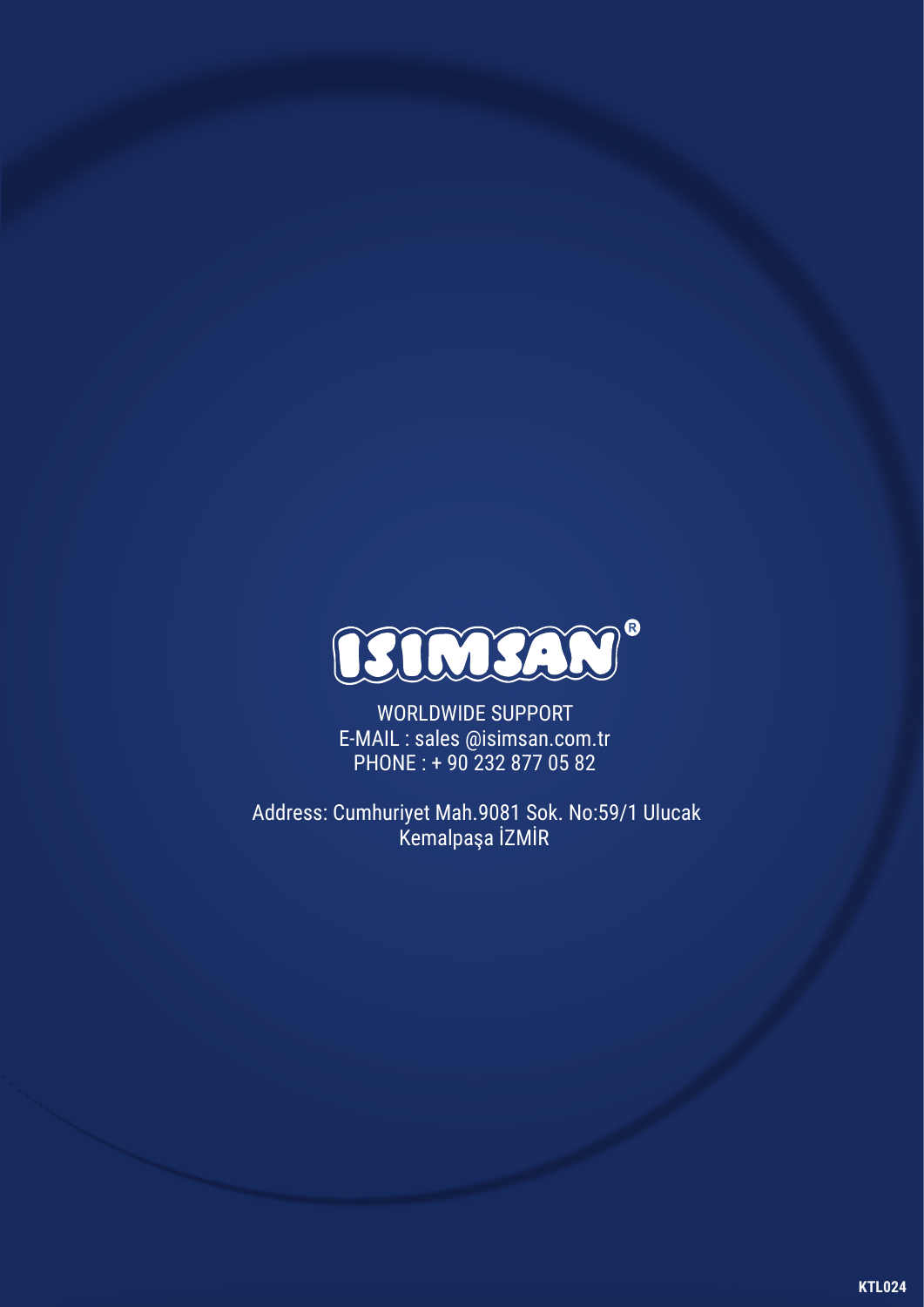ISIMSAN®

WORLDWIDE SUPPORT
E-MAIL : sales @isimsan.com.tr
PHONE : + 90 232 877 05 82

Address: Cumhuriyet Mah.9081 Sok. No:59/1 Ulucak
Kemalpaşa İZMİR

KTL024